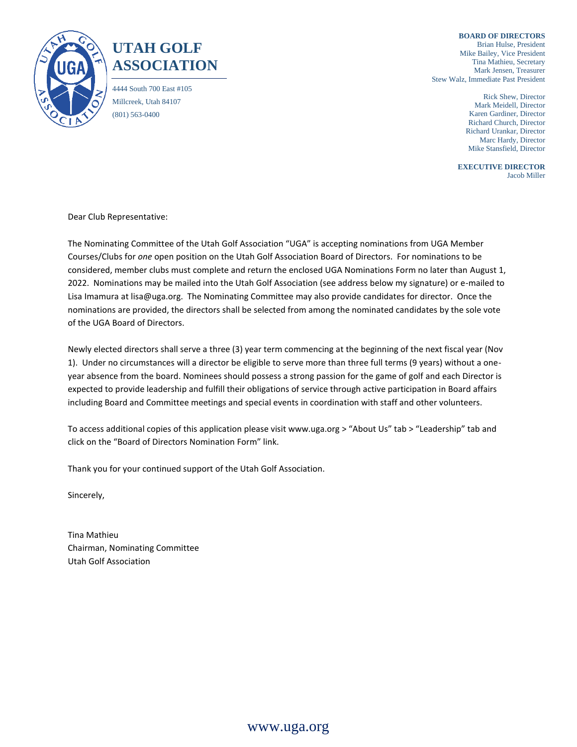# UTAH GOLF ASSOCIATION

4444 South 700 East #105
Millcreek, Utah 84107
(801) 563-0400

**BOARD OF DIRECTORS**
Brian Hulse, President
Mike Bailey, Vice President
Tina Mathieu, Secretary
Mark Jensen, Treasurer
Stew Walz, Immediate Past President

Rick Shew, Director
Mark Meidell, Director
Karen Gardiner, Director
Richard Church, Director
Richard Urankar, Director
Marc Hardy, Director
Mike Stansfield, Director

**EXECUTIVE DIRECTOR**
Jacob Miller

Dear Club Representative:

The Nominating Committee of the Utah Golf Association "UGA" is accepting nominations from UGA Member Courses/Clubs for *one* open position on the Utah Golf Association Board of Directors. For nominations to be considered, member clubs must complete and return the enclosed UGA Nominations Form no later than August 1, 2022. Nominations may be mailed into the Utah Golf Association (see address below my signature) or e-mailed to Lisa Imamura at lisa@uga.org. The Nominating Committee may also provide candidates for director. Once the nominations are provided, the directors shall be selected from among the nominated candidates by the sole vote of the UGA Board of Directors.

Newly elected directors shall serve a three (3) year term commencing at the beginning of the next fiscal year (Nov 1). Under no circumstances will a director be eligible to serve more than three full terms (9 years) without a one-year absence from the board. Nominees should possess a strong passion for the game of golf and each Director is expected to provide leadership and fulfill their obligations of service through active participation in Board affairs including Board and Committee meetings and special events in coordination with staff and other volunteers.

To access additional copies of this application please visit www.uga.org > "About Us" tab > "Leadership" tab and click on the "Board of Directors Nomination Form" link.

Thank you for your continued support of the Utah Golf Association.

Sincerely,

Tina Mathieu
Chairman, Nominating Committee
Utah Golf Association

www.uga.org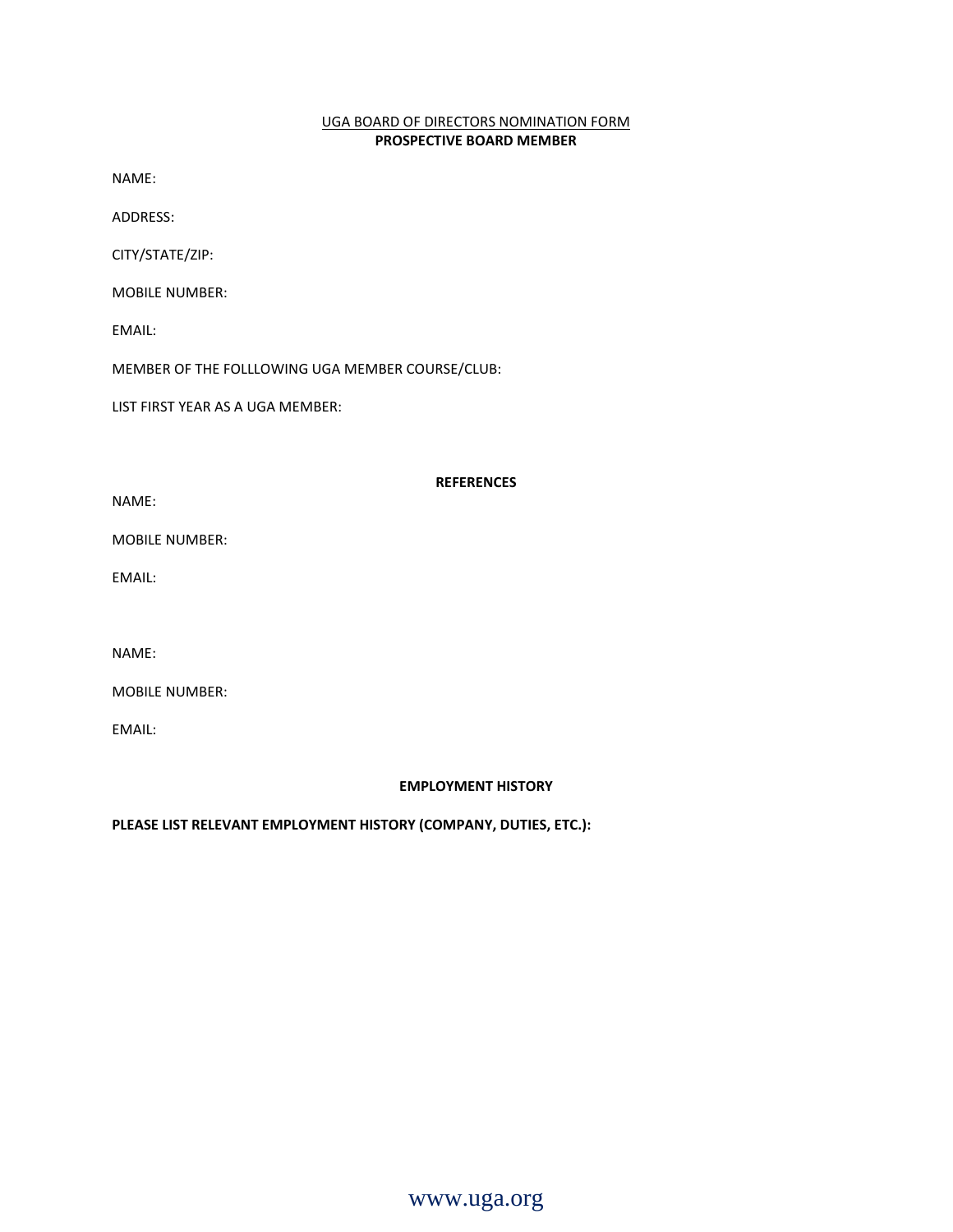UGA BOARD OF DIRECTORS NOMINATION FORM

**PROSPECTIVE BOARD MEMBER**

NAME:

ADDRESS:

CITY/STATE/ZIP:

MOBILE NUMBER:

EMAIL:

MEMBER OF THE FOLLLOWING UGA MEMBER COURSE/CLUB:

LIST FIRST YEAR AS A UGA MEMBER:

**REFERENCES**

NAME:

MOBILE NUMBER:

EMAIL:

NAME:

MOBILE NUMBER:

EMAIL:

**EMPLOYMENT HISTORY**

**PLEASE LIST RELEVANT EMPLOYMENT HISTORY (COMPANY, DUTIES, ETC.):**

www.uga.org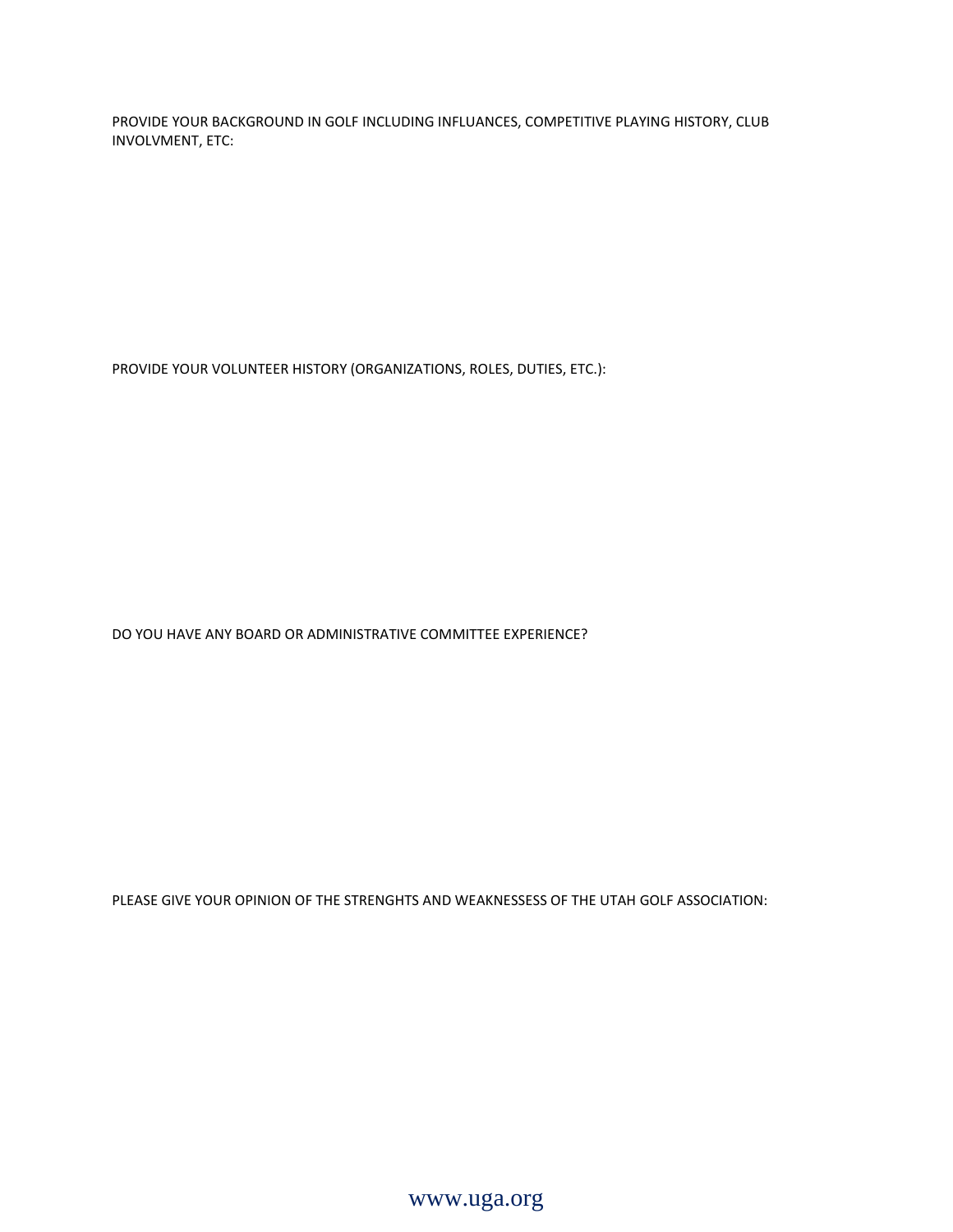PROVIDE YOUR BACKGROUND IN GOLF INCLUDING INFLUANCES, COMPETITIVE PLAYING HISTORY, CLUB INVOLVMENT, ETC:

PROVIDE YOUR VOLUNTEER HISTORY (ORGANIZATIONS, ROLES, DUTIES, ETC.):

DO YOU HAVE ANY BOARD OR ADMINISTRATIVE COMMITTEE EXPERIENCE?

PLEASE GIVE YOUR OPINION OF THE STRENGHTS AND WEAKNESSESS OF THE UTAH GOLF ASSOCIATION: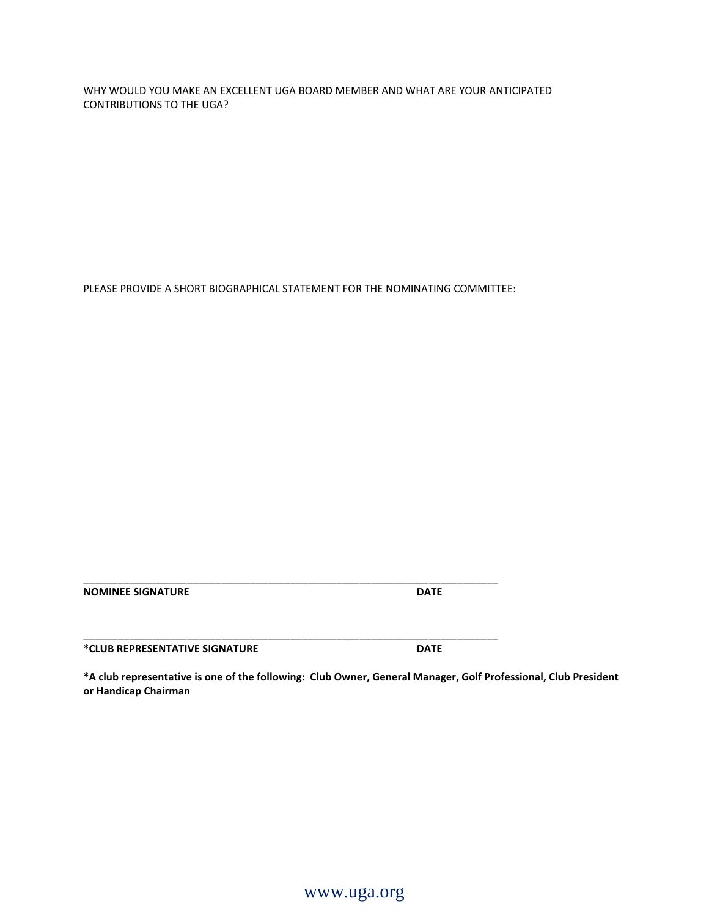WHY WOULD YOU MAKE AN EXCELLENT UGA BOARD MEMBER AND WHAT ARE YOUR ANTICIPATED CONTRIBUTIONS TO THE UGA?

PLEASE PROVIDE A SHORT BIOGRAPHICAL STATEMENT FOR THE NOMINATING COMMITTEE:

\_\_\_\_\_\_\_\_\_\_\_\_\_\_\_\_\_\_\_\_\_\_\_\_\_\_\_\_\_\_\_\_\_\_\_\_\_\_\_\_\_\_\_\_\_\_\_\_\_\_\_\_\_\_\_\_\_\_\_\_\_\_\_\_\_\_\_\_\_\_\_\_

**NOMINEE SIGNATURE** **DATE**

\_\_\_\_\_\_\_\_\_\_\_\_\_\_\_\_\_\_\_\_\_\_\_\_\_\_\_\_\_\_\_\_\_\_\_\_\_\_\_\_\_\_\_\_\_\_\_\_\_\_\_\_\_\_\_\_\_\_\_\_\_\_\_\_\_\_\_\_\_\_\_\_

**\*CLUB REPRESENTATIVE SIGNATURE** **DATE**

**\*A club representative is one of the following: Club Owner, General Manager, Golf Professional, Club President or Handicap Chairman**

www.uga.org